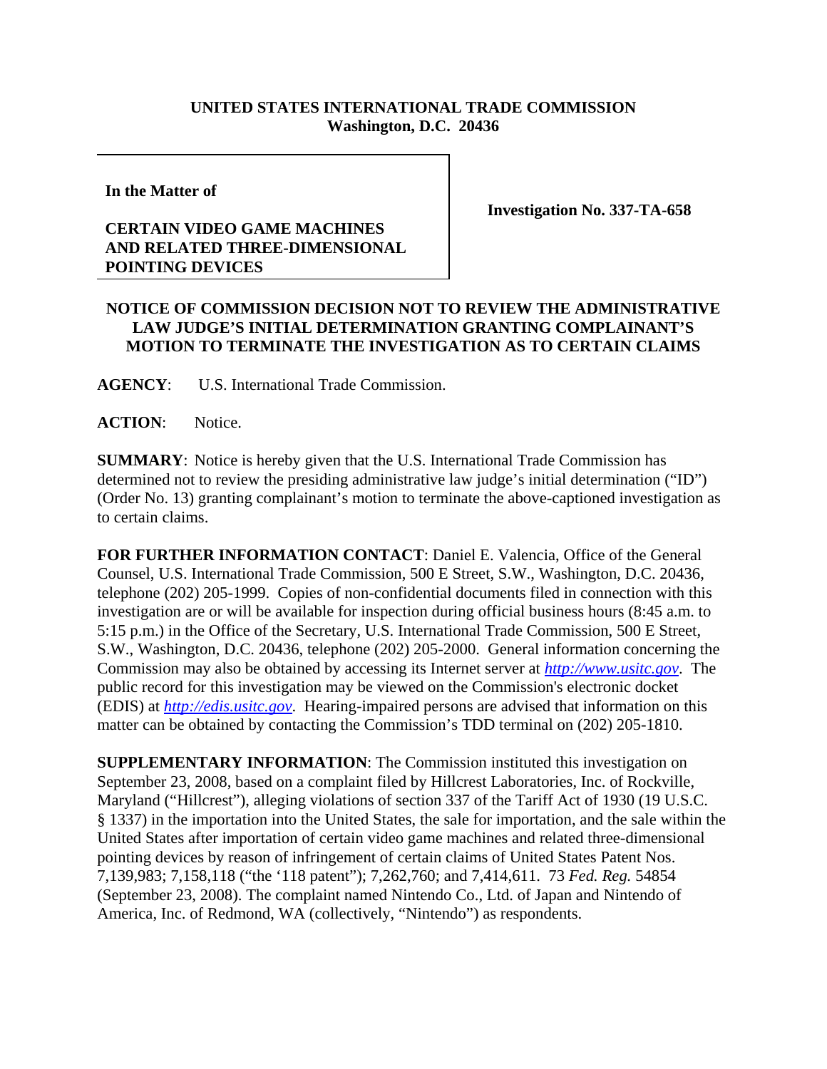**UNITED STATES INTERNATIONAL TRADE COMMISSION**
**Washington, D.C. 20436**

**In the Matter of**

**CERTAIN VIDEO GAME MACHINES AND RELATED THREE-DIMENSIONAL POINTING DEVICES**

**Investigation No. 337-TA-658**

**NOTICE OF COMMISSION DECISION NOT TO REVIEW THE ADMINISTRATIVE LAW JUDGE'S INITIAL DETERMINATION GRANTING COMPLAINANT'S MOTION TO TERMINATE THE INVESTIGATION AS TO CERTAIN CLAIMS**

**AGENCY**: U.S. International Trade Commission.

**ACTION**: Notice.

**SUMMARY**: Notice is hereby given that the U.S. International Trade Commission has determined not to review the presiding administrative law judge's initial determination ("ID") (Order No. 13) granting complainant's motion to terminate the above-captioned investigation as to certain claims.

**FOR FURTHER INFORMATION CONTACT**: Daniel E. Valencia, Office of the General Counsel, U.S. International Trade Commission, 500 E Street, S.W., Washington, D.C. 20436, telephone (202) 205-1999. Copies of non-confidential documents filed in connection with this investigation are or will be available for inspection during official business hours (8:45 a.m. to 5:15 p.m.) in the Office of the Secretary, U.S. International Trade Commission, 500 E Street, S.W., Washington, D.C. 20436, telephone (202) 205-2000. General information concerning the Commission may also be obtained by accessing its Internet server at *http://www.usitc.gov*. The public record for this investigation may be viewed on the Commission's electronic docket (EDIS) at *http://edis.usitc.gov*. Hearing-impaired persons are advised that information on this matter can be obtained by contacting the Commission's TDD terminal on (202) 205-1810.

**SUPPLEMENTARY INFORMATION**: The Commission instituted this investigation on September 23, 2008, based on a complaint filed by Hillcrest Laboratories, Inc. of Rockville, Maryland ("Hillcrest"), alleging violations of section 337 of the Tariff Act of 1930 (19 U.S.C. § 1337) in the importation into the United States, the sale for importation, and the sale within the United States after importation of certain video game machines and related three-dimensional pointing devices by reason of infringement of certain claims of United States Patent Nos. 7,139,983; 7,158,118 ("the '118 patent"); 7,262,760; and 7,414,611. 73 *Fed. Reg.* 54854 (September 23, 2008). The complaint named Nintendo Co., Ltd. of Japan and Nintendo of America, Inc. of Redmond, WA (collectively, "Nintendo") as respondents.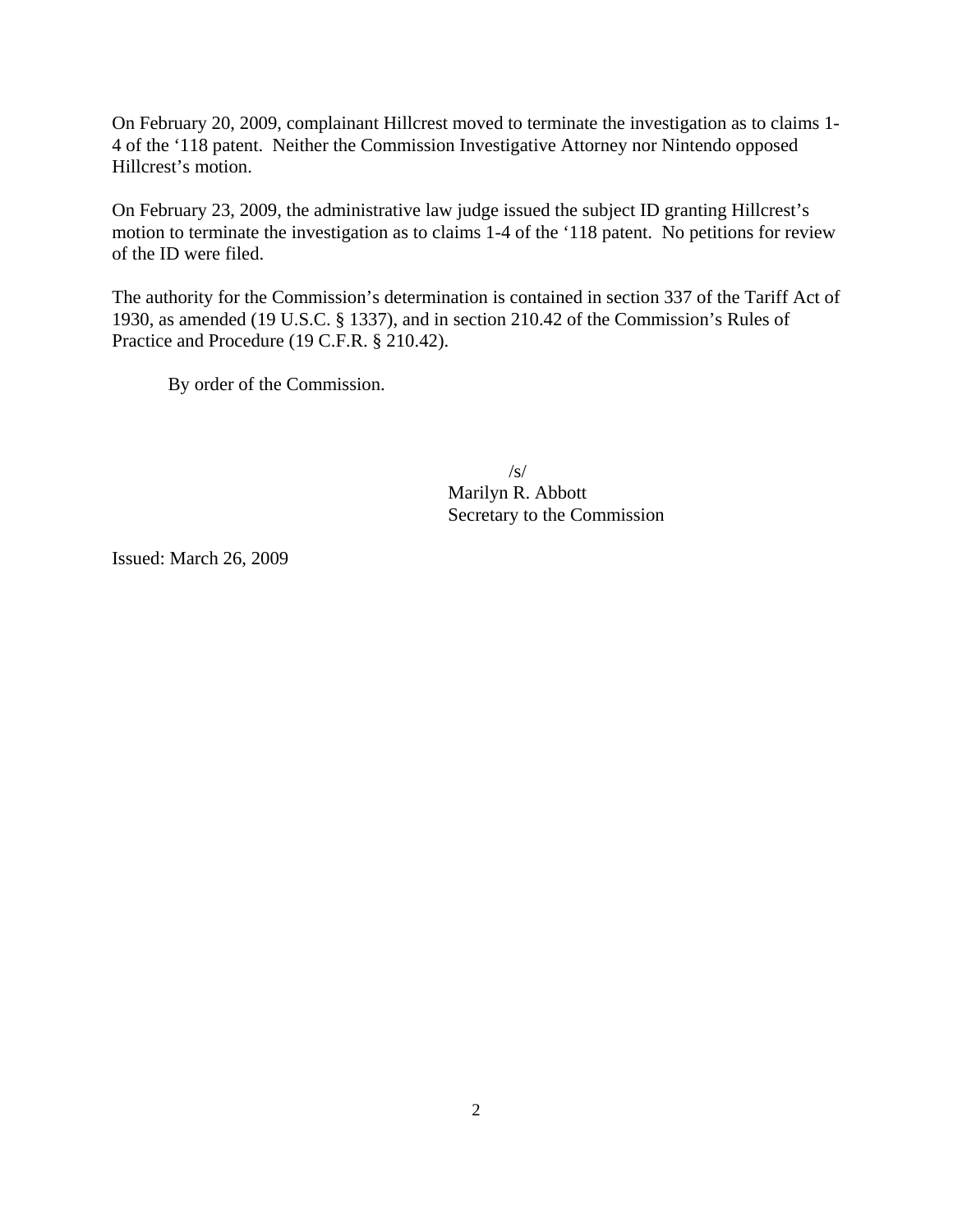On February 20, 2009, complainant Hillcrest moved to terminate the investigation as to claims 1-4 of the '118 patent. Neither the Commission Investigative Attorney nor Nintendo opposed Hillcrest's motion.

On February 23, 2009, the administrative law judge issued the subject ID granting Hillcrest's motion to terminate the investigation as to claims 1-4 of the '118 patent. No petitions for review of the ID were filed.

The authority for the Commission's determination is contained in section 337 of the Tariff Act of 1930, as amended (19 U.S.C. § 1337), and in section 210.42 of the Commission's Rules of Practice and Procedure (19 C.F.R. § 210.42).

By order of the Commission.

/s/
Marilyn R. Abbott
Secretary to the Commission

Issued: March 26, 2009